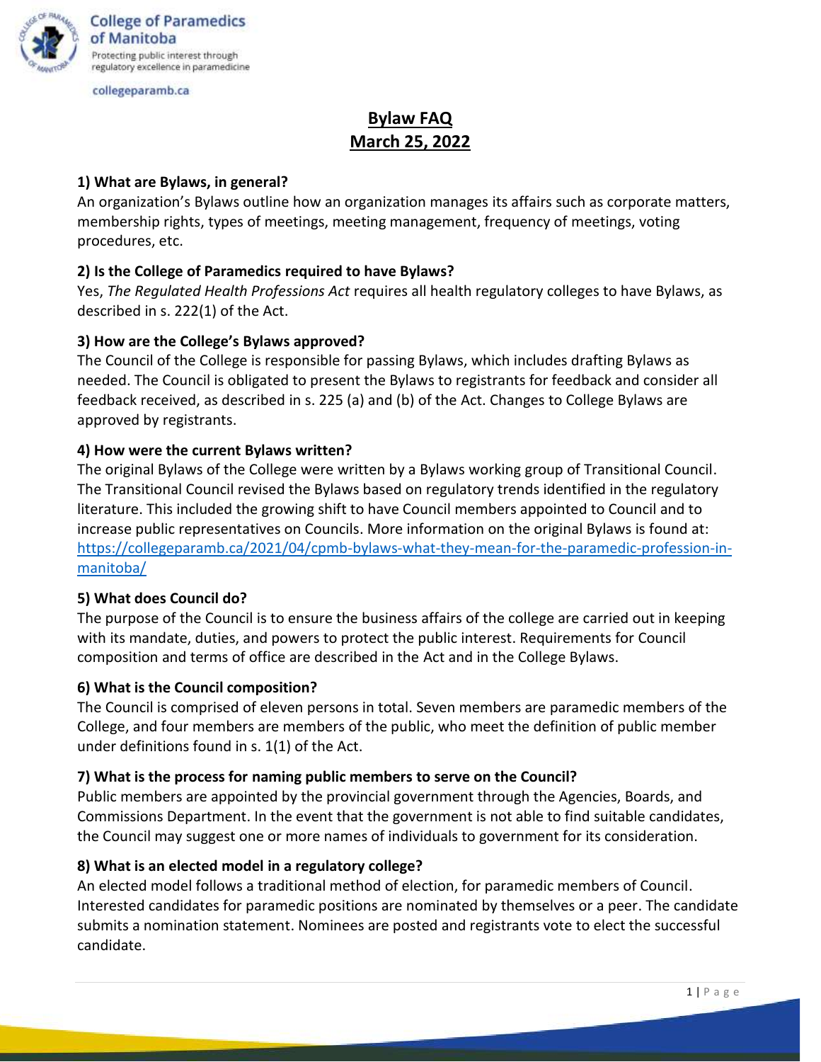College of Paramedics of Manitoba

Protecting public interest through regulatory excellence in paramedicine

collegeparamb.ca

# Bylaw FAQ
# March 25, 2022

**1) What are Bylaws, in general?**

An organization's Bylaws outline how an organization manages its affairs such as corporate matters, membership rights, types of meetings, meeting management, frequency of meetings, voting procedures, etc.

**2) Is the College of Paramedics required to have Bylaws?**

Yes, *The Regulated Health Professions Act* requires all health regulatory colleges to have Bylaws, as described in s. 222(1) of the Act.

**3) How are the College's Bylaws approved?**

The Council of the College is responsible for passing Bylaws, which includes drafting Bylaws as needed. The Council is obligated to present the Bylaws to registrants for feedback and consider all feedback received, as described in s. 225 (a) and (b) of the Act. Changes to College Bylaws are approved by registrants.

**4) How were the current Bylaws written?**

The original Bylaws of the College were written by a Bylaws working group of Transitional Council. The Transitional Council revised the Bylaws based on regulatory trends identified in the regulatory literature. This included the growing shift to have Council members appointed to Council and to increase public representatives on Councils. More information on the original Bylaws is found at: [https://collegeparamb.ca/2021/04/cpmb-bylaws-what-they-mean-for-the-paramedic-profession-in-manitoba/](https://collegeparamb.ca/2021/04/cpmb-bylaws-what-they-mean-for-the-paramedic-profession-in-manitoba/)

**5) What does Council do?**

The purpose of the Council is to ensure the business affairs of the college are carried out in keeping with its mandate, duties, and powers to protect the public interest. Requirements for Council composition and terms of office are described in the Act and in the College Bylaws.

**6) What is the Council composition?**

The Council is comprised of eleven persons in total. Seven members are paramedic members of the College, and four members are members of the public, who meet the definition of public member under definitions found in s. 1(1) of the Act.

**7) What is the process for naming public members to serve on the Council?**

Public members are appointed by the provincial government through the Agencies, Boards, and Commissions Department. In the event that the government is not able to find suitable candidates, the Council may suggest one or more names of individuals to government for its consideration.

**8) What is an elected model in a regulatory college?**

An elected model follows a traditional method of election, for paramedic members of Council. Interested candidates for paramedic positions are nominated by themselves or a peer. The candidate submits a nomination statement. Nominees are posted and registrants vote to elect the successful candidate.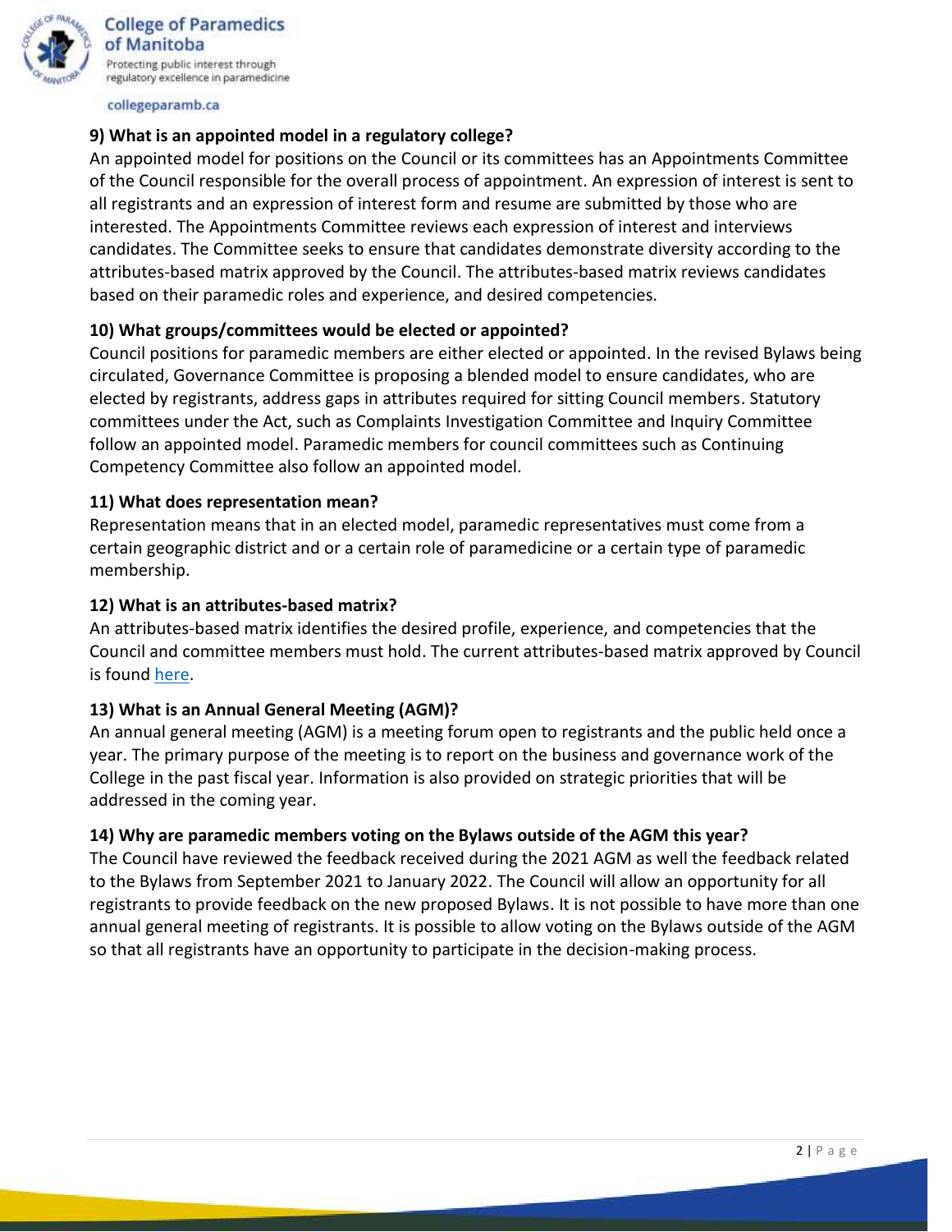### 9) What is an appointed model in a regulatory college?

An appointed model for positions on the Council or its committees has an Appointments Committee of the Council responsible for the overall process of appointment. An expression of interest is sent to all registrants and an expression of interest form and resume are submitted by those who are interested. The Appointments Committee reviews each expression of interest and interviews candidates. The Committee seeks to ensure that candidates demonstrate diversity according to the attributes-based matrix approved by the Council. The attributes-based matrix reviews candidates based on their paramedic roles and experience, and desired competencies.

### 10) What groups/committees would be elected or appointed?

Council positions for paramedic members are either elected or appointed. In the revised Bylaws being circulated, Governance Committee is proposing a blended model to ensure candidates, who are elected by registrants, address gaps in attributes required for sitting Council members. Statutory committees under the Act, such as Complaints Investigation Committee and Inquiry Committee follow an appointed model. Paramedic members for council committees such as Continuing Competency Committee also follow an appointed model.

### 11) What does representation mean?

Representation means that in an elected model, paramedic representatives must come from a certain geographic district and or a certain role of paramedicine or a certain type of paramedic membership.

### 12) What is an attributes-based matrix?

An attributes-based matrix identifies the desired profile, experience, and competencies that the Council and committee members must hold. The current attributes-based matrix approved by Council is found here.

### 13) What is an Annual General Meeting (AGM)?

An annual general meeting (AGM) is a meeting forum open to registrants and the public held once a year. The primary purpose of the meeting is to report on the business and governance work of the College in the past fiscal year. Information is also provided on strategic priorities that will be addressed in the coming year.

### 14) Why are paramedic members voting on the Bylaws outside of the AGM this year?

The Council have reviewed the feedback received during the 2021 AGM as well the feedback related to the Bylaws from September 2021 to January 2022. The Council will allow an opportunity for all registrants to provide feedback on the new proposed Bylaws. It is not possible to have more than one annual general meeting of registrants. It is possible to allow voting on the Bylaws outside of the AGM so that all registrants have an opportunity to participate in the decision-making process.